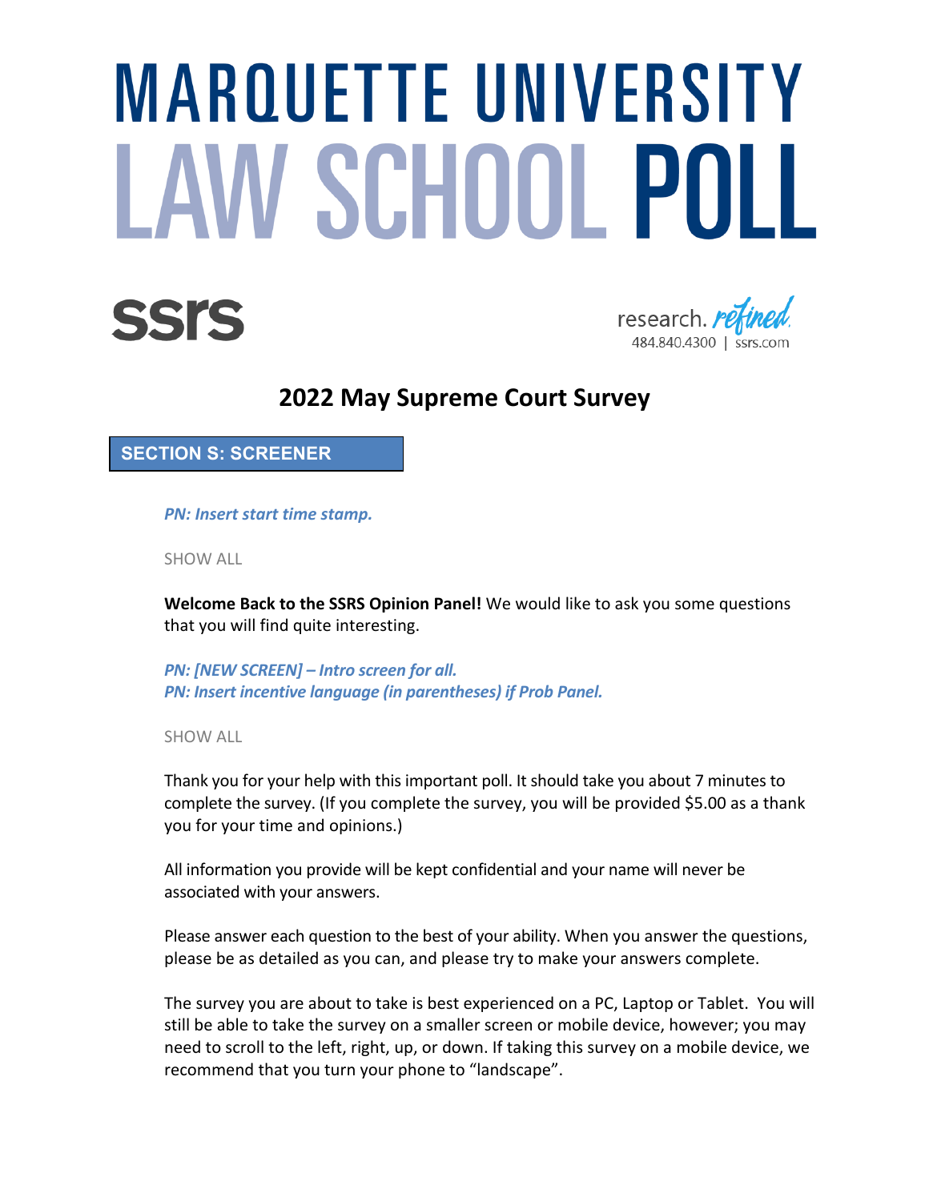# MARQUETTE UNIVERSITY LAW SCHOOL POLL

ssrs

research. refined. 484.840.4300 | ssrs.com

## 2022 May Supreme Court Survey

### SECTION S: SCREENER

*PN: Insert start time stamp.*

SHOW ALL

**Welcome Back to the SSRS Opinion Panel!** We would like to ask you some questions that you will find quite interesting.

*PN: [NEW SCREEN] – Intro screen for all.*
*PN: Insert incentive language (in parentheses) if Prob Panel.*

SHOW ALL

Thank you for your help with this important poll. It should take you about 7 minutes to complete the survey. (If you complete the survey, you will be provided $5.00 as a thank you for your time and opinions.)

All information you provide will be kept confidential and your name will never be associated with your answers.

Please answer each question to the best of your ability. When you answer the questions, please be as detailed as you can, and please try to make your answers complete.

The survey you are about to take is best experienced on a PC, Laptop or Tablet. You will still be able to take the survey on a smaller screen or mobile device, however; you may need to scroll to the left, right, up, or down. If taking this survey on a mobile device, we recommend that you turn your phone to "landscape".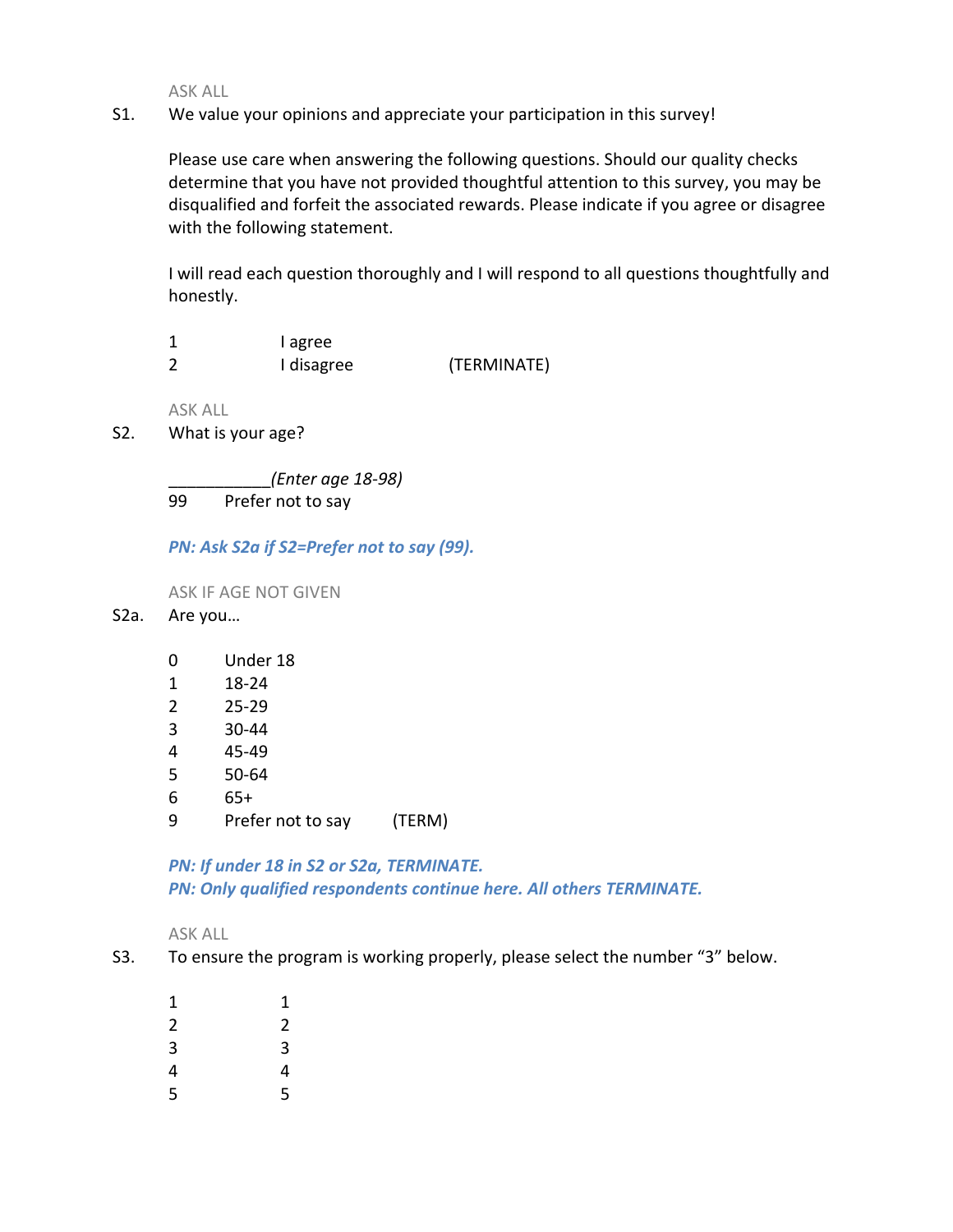ASK ALL

S1. We value your opinions and appreciate your participation in this survey!

Please use care when answering the following questions. Should our quality checks determine that you have not provided thoughtful attention to this survey, you may be disqualified and forfeit the associated rewards. Please indicate if you agree or disagree with the following statement.

I will read each question thoroughly and I will respond to all questions thoughtfully and honestly.

1 I agree
2 I disagree (TERMINATE)

ASK ALL

S2. What is your age?

___________*(Enter age 18-98)*
99 Prefer not to say

***PN: Ask S2a if S2=Prefer not to say (99).***

ASK IF AGE NOT GIVEN

S2a. Are you…

0 Under 18
1 18-24
2 25-29
3 30-44
4 45-49
5 50-64
6 65+
9 Prefer not to say (TERM)

***PN: If under 18 in S2 or S2a, TERMINATE.***
***PN: Only qualified respondents continue here. All others TERMINATE.***

ASK ALL

S3. To ensure the program is working properly, please select the number "3" below.

1 1
2 2
3 3
4 4
5 5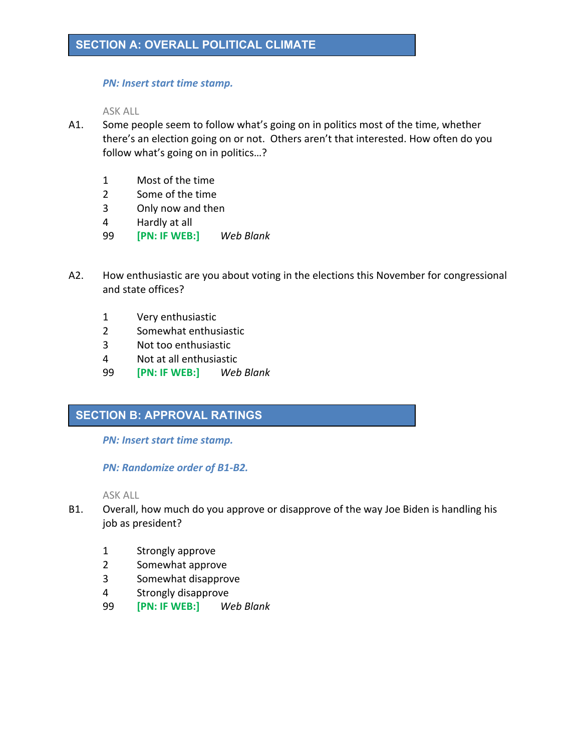## SECTION A: OVERALL POLITICAL CLIMATE

*PN: Insert start time stamp.*

ASK ALL

A1. Some people seem to follow what's going on in politics most of the time, whether there's an election going on or not. Others aren't that interested. How often do you follow what's going on in politics…?

1 Most of the time
2 Some of the time
3 Only now and then
4 Hardly at all
99 **[PN: IF WEB:]** *Web Blank*

A2. How enthusiastic are you about voting in the elections this November for congressional and state offices?

1 Very enthusiastic
2 Somewhat enthusiastic
3 Not too enthusiastic
4 Not at all enthusiastic
99 **[PN: IF WEB:]** *Web Blank*

## SECTION B: APPROVAL RATINGS

*PN: Insert start time stamp.*

*PN: Randomize order of B1-B2.*

ASK ALL

B1. Overall, how much do you approve or disapprove of the way Joe Biden is handling his job as president?

1 Strongly approve
2 Somewhat approve
3 Somewhat disapprove
4 Strongly disapprove
99 **[PN: IF WEB:]** *Web Blank*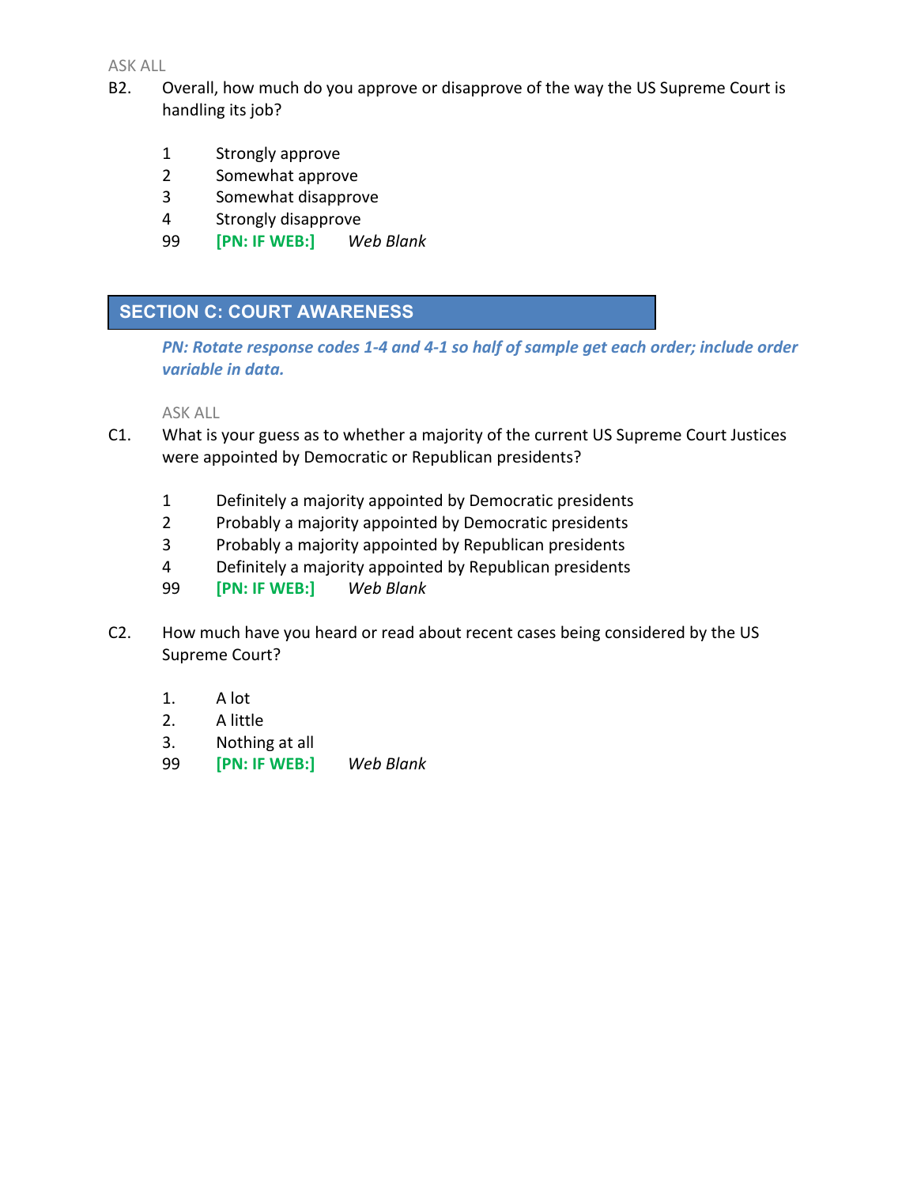ASK ALL

B2. Overall, how much do you approve or disapprove of the way the US Supreme Court is handling its job?

1 Strongly approve
2 Somewhat approve
3 Somewhat disapprove
4 Strongly disapprove
99 **[PN: IF WEB:]** *Web Blank*

## SECTION C: COURT AWARENESS

***PN: Rotate response codes 1-4 and 4-1 so half of sample get each order; include order variable in data.***

ASK ALL

C1. What is your guess as to whether a majority of the current US Supreme Court Justices were appointed by Democratic or Republican presidents?

1 Definitely a majority appointed by Democratic presidents
2 Probably a majority appointed by Democratic presidents
3 Probably a majority appointed by Republican presidents
4 Definitely a majority appointed by Republican presidents
99 **[PN: IF WEB:]** *Web Blank*

C2. How much have you heard or read about recent cases being considered by the US Supreme Court?

1. A lot
2. A little
3. Nothing at all
99 **[PN: IF WEB:]** *Web Blank*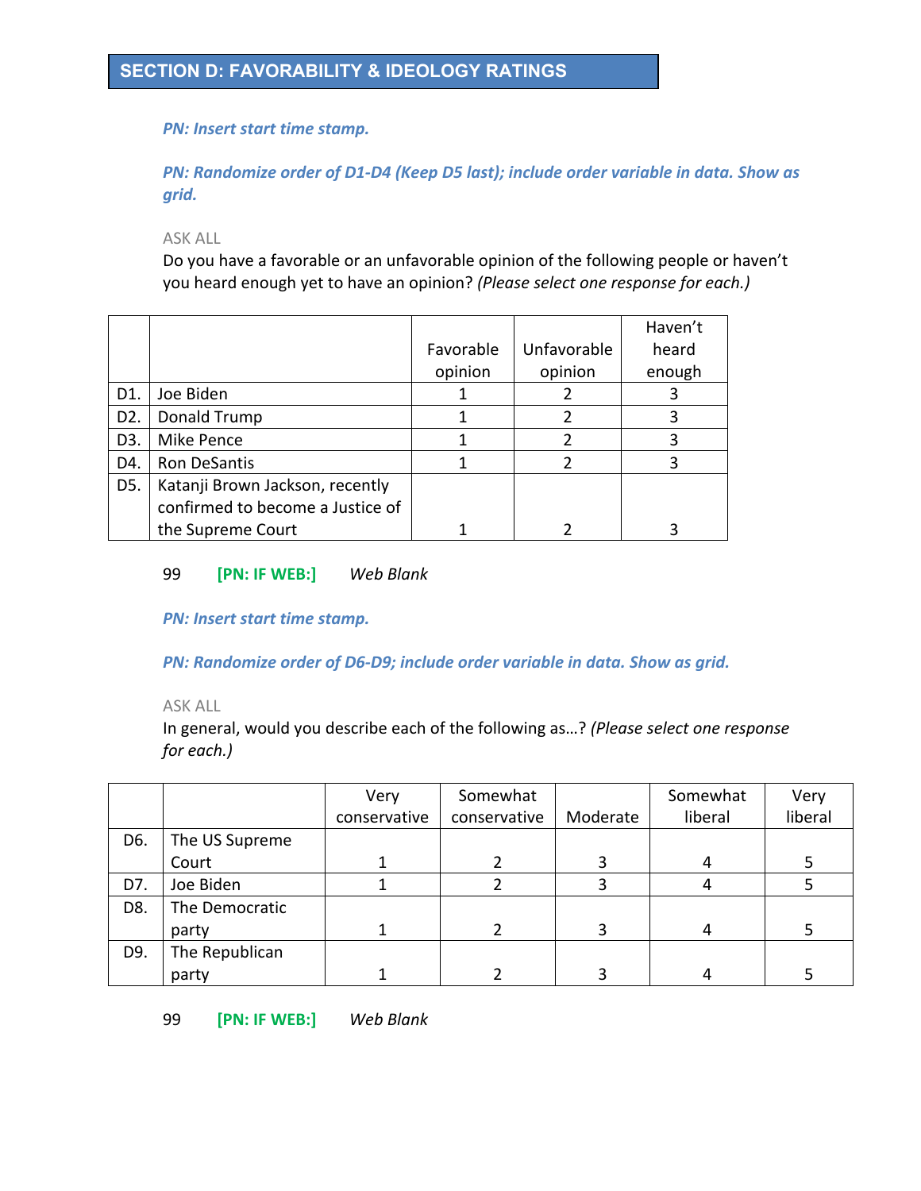## SECTION D: FAVORABILITY & IDEOLOGY RATINGS

***PN: Insert start time stamp.***

***PN: Randomize order of D1-D4 (Keep D5 last); include order variable in data. Show as grid.***

ASK ALL

Do you have a favorable or an unfavorable opinion of the following people or haven't you heard enough yet to have an opinion? *(Please select one response for each.)*

| | | Favorable opinion | Unfavorable opinion | Haven't heard enough |
|---|---|---|---|---|
| D1. | Joe Biden | 1 | 2 | 3 |
| D2. | Donald Trump | 1 | 2 | 3 |
| D3. | Mike Pence | 1 | 2 | 3 |
| D4. | Ron DeSantis | 1 | 2 | 3 |
| D5. | Katanji Brown Jackson, recently confirmed to become a Justice of the Supreme Court | 1 | 2 | 3 |

99 **[PN: IF WEB:]** *Web Blank*

***PN: Insert start time stamp.***

***PN: Randomize order of D6-D9; include order variable in data. Show as grid.***

ASK ALL

In general, would you describe each of the following as…? *(Please select one response for each.)*

| | | Very conservative | Somewhat conservative | Moderate | Somewhat liberal | Very liberal |
|---|---|---|---|---|---|---|
| D6. | The US Supreme Court | 1 | 2 | 3 | 4 | 5 |
| D7. | Joe Biden | 1 | 2 | 3 | 4 | 5 |
| D8. | The Democratic party | 1 | 2 | 3 | 4 | 5 |
| D9. | The Republican party | 1 | 2 | 3 | 4 | 5 |

99 **[PN: IF WEB:]** *Web Blank*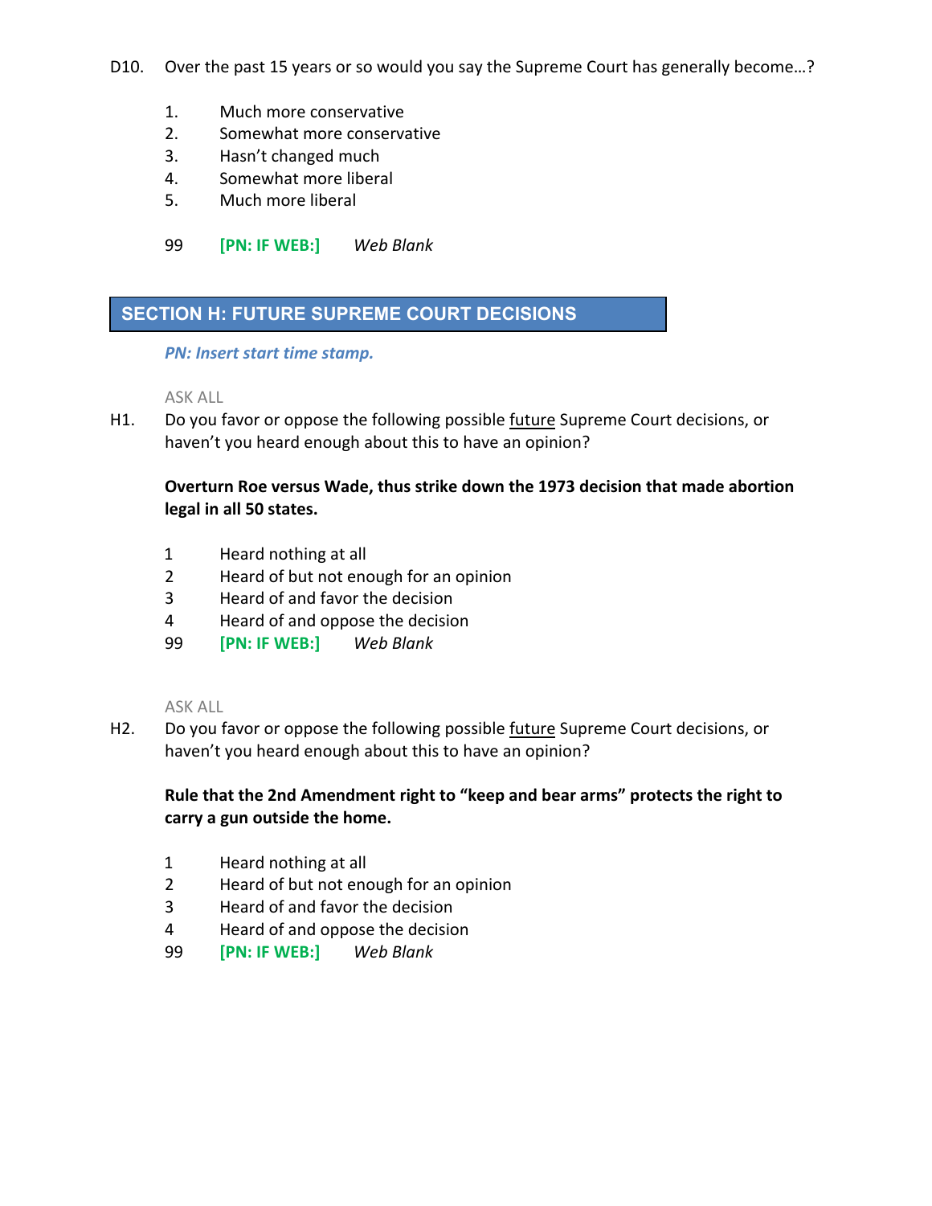D10. Over the past 15 years or so would you say the Supreme Court has generally become…?

1. Much more conservative
2. Somewhat more conservative
3. Hasn't changed much
4. Somewhat more liberal
5. Much more liberal

99 **[PN: IF WEB:]** *Web Blank*

## SECTION H: FUTURE SUPREME COURT DECISIONS

***PN: Insert start time stamp.***

ASK ALL

H1. Do you favor or oppose the following possible future Supreme Court decisions, or haven't you heard enough about this to have an opinion?

**Overturn Roe versus Wade, thus strike down the 1973 decision that made abortion legal in all 50 states.**

1 Heard nothing at all
2 Heard of but not enough for an opinion
3 Heard of and favor the decision
4 Heard of and oppose the decision
99 **[PN: IF WEB:]** *Web Blank*

ASK ALL

H2. Do you favor or oppose the following possible future Supreme Court decisions, or haven't you heard enough about this to have an opinion?

**Rule that the 2nd Amendment right to "keep and bear arms" protects the right to carry a gun outside the home.**

1 Heard nothing at all
2 Heard of but not enough for an opinion
3 Heard of and favor the decision
4 Heard of and oppose the decision
99 **[PN: IF WEB:]** *Web Blank*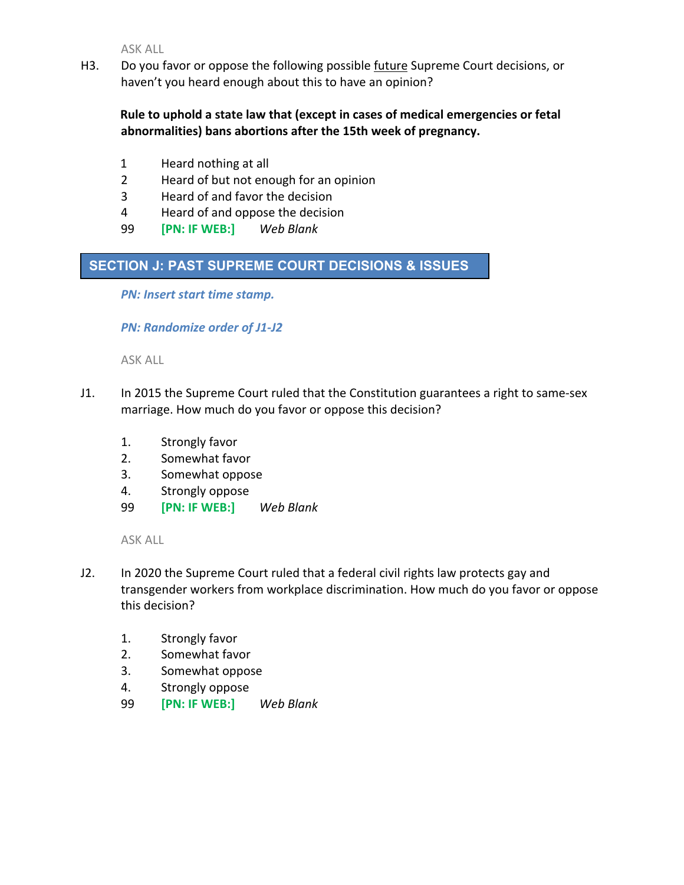ASK ALL

H3. Do you favor or oppose the following possible future Supreme Court decisions, or haven't you heard enough about this to have an opinion?

**Rule to uphold a state law that (except in cases of medical emergencies or fetal abnormalities) bans abortions after the 15th week of pregnancy.**

1 Heard nothing at all
2 Heard of but not enough for an opinion
3 Heard of and favor the decision
4 Heard of and oppose the decision
99 **[PN: IF WEB:]** *Web Blank*

## SECTION J: PAST SUPREME COURT DECISIONS & ISSUES

***PN: Insert start time stamp.***

***PN: Randomize order of J1-J2***

ASK ALL

J1. In 2015 the Supreme Court ruled that the Constitution guarantees a right to same-sex marriage. How much do you favor or oppose this decision?

1. Strongly favor
2. Somewhat favor
3. Somewhat oppose
4. Strongly oppose

99 **[PN: IF WEB:]** *Web Blank*

ASK ALL

J2. In 2020 the Supreme Court ruled that a federal civil rights law protects gay and transgender workers from workplace discrimination. How much do you favor or oppose this decision?

1. Strongly favor
2. Somewhat favor
3. Somewhat oppose
4. Strongly oppose

99 **[PN: IF WEB:]** *Web Blank*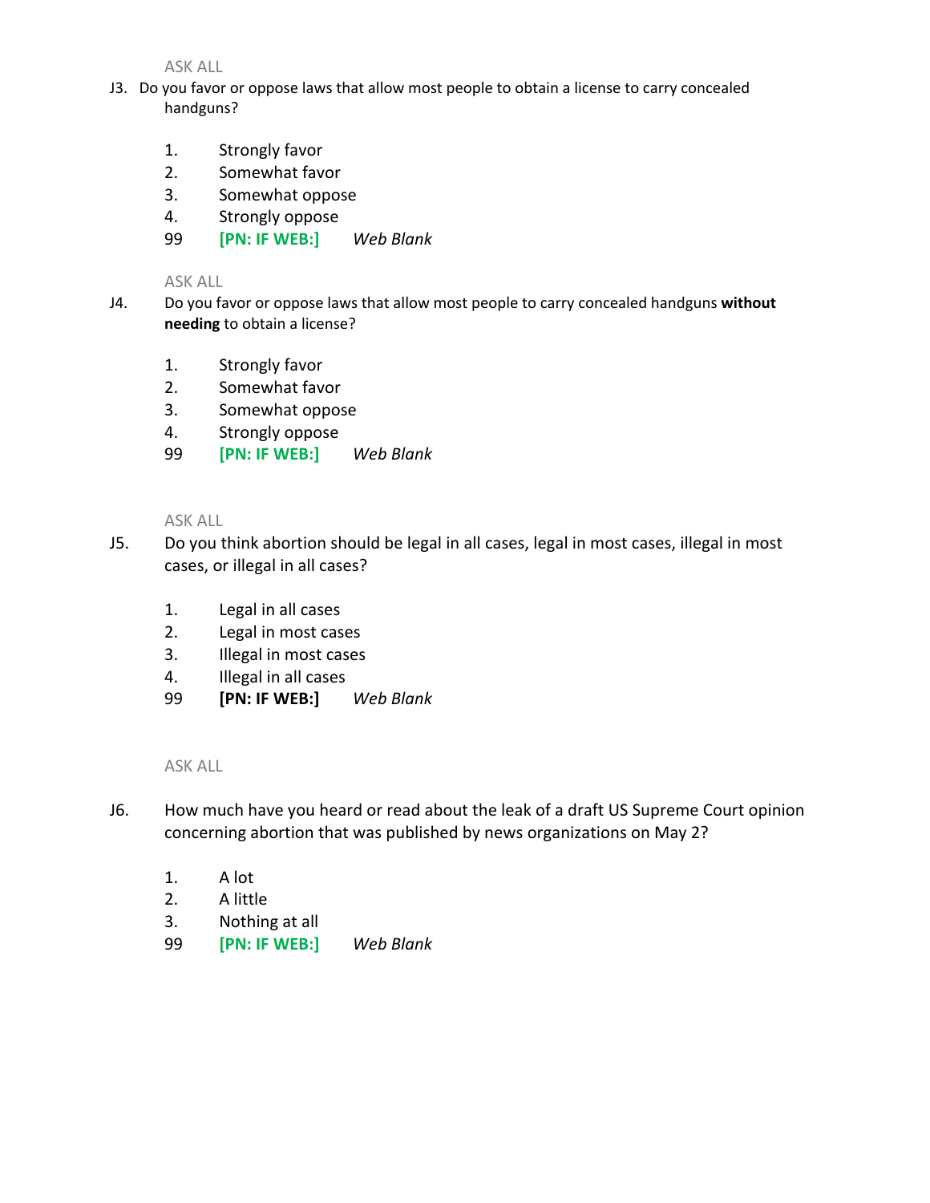ASK ALL

J3. Do you favor or oppose laws that allow most people to obtain a license to carry concealed handguns?

1. Strongly favor
2. Somewhat favor
3. Somewhat oppose
4. Strongly oppose

99 **[PN: IF WEB:]** *Web Blank*

ASK ALL

J4. Do you favor or oppose laws that allow most people to carry concealed handguns **without needing** to obtain a license?

1. Strongly favor
2. Somewhat favor
3. Somewhat oppose
4. Strongly oppose

99 **[PN: IF WEB:]** *Web Blank*

ASK ALL

J5. Do you think abortion should be legal in all cases, legal in most cases, illegal in most cases, or illegal in all cases?

1. Legal in all cases
2. Legal in most cases
3. Illegal in most cases
4. Illegal in all cases

99 **[PN: IF WEB:]** *Web Blank*

ASK ALL

J6. How much have you heard or read about the leak of a draft US Supreme Court opinion concerning abortion that was published by news organizations on May 2?

1. A lot
2. A little
3. Nothing at all

99 **[PN: IF WEB:]** *Web Blank*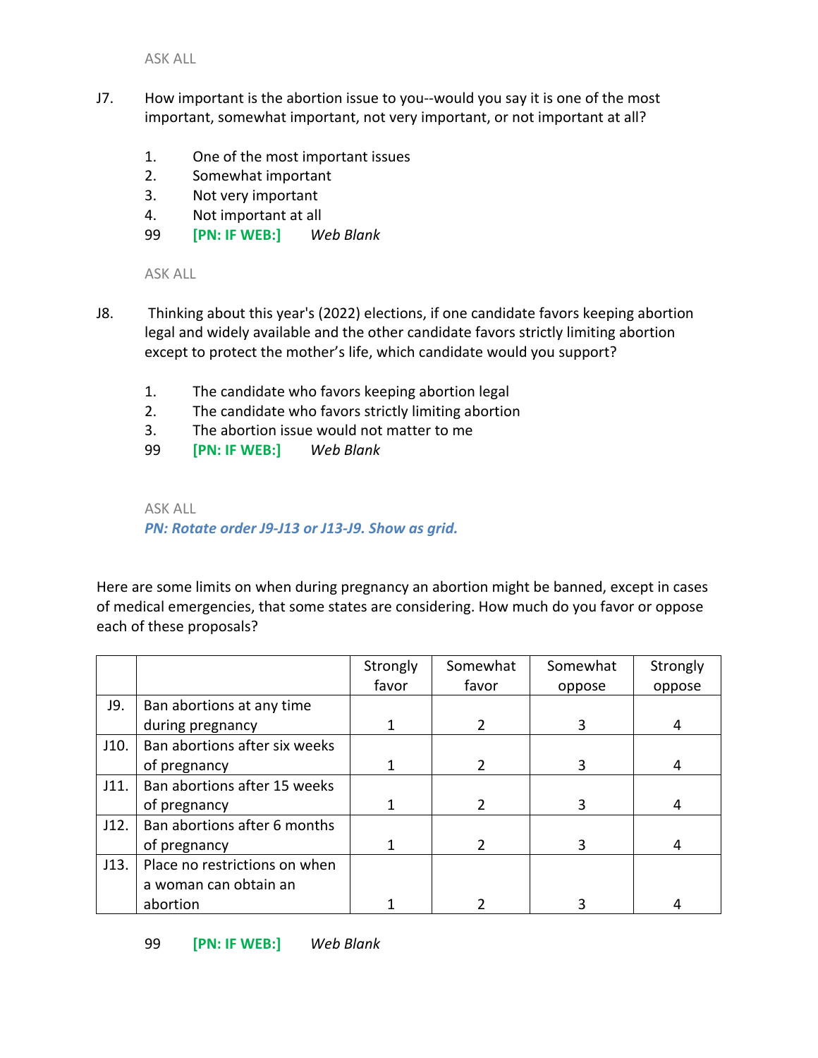ASK ALL

J7. How important is the abortion issue to you--would you say it is one of the most important, somewhat important, not very important, or not important at all?

1. One of the most important issues
2. Somewhat important
3. Not very important
4. Not important at all

99 **[PN: IF WEB:]** *Web Blank*

ASK ALL

J8. Thinking about this year's (2022) elections, if one candidate favors keeping abortion legal and widely available and the other candidate favors strictly limiting abortion except to protect the mother's life, which candidate would you support?

1. The candidate who favors keeping abortion legal
2. The candidate who favors strictly limiting abortion
3. The abortion issue would not matter to me

99 **[PN: IF WEB:]** *Web Blank*

ASK ALL

***PN: Rotate order J9-J13 or J13-J9. Show as grid.***

Here are some limits on when during pregnancy an abortion might be banned, except in cases of medical emergencies, that some states are considering. How much do you favor or oppose each of these proposals?

| | | Strongly favor | Somewhat favor | Somewhat oppose | Strongly oppose |
|---|---|---|---|---|---|
| J9. | Ban abortions at any time during pregnancy | 1 | 2 | 3 | 4 |
| J10. | Ban abortions after six weeks of pregnancy | 1 | 2 | 3 | 4 |
| J11. | Ban abortions after 15 weeks of pregnancy | 1 | 2 | 3 | 4 |
| J12. | Ban abortions after 6 months of pregnancy | 1 | 2 | 3 | 4 |
| J13. | Place no restrictions on when a woman can obtain an abortion | 1 | 2 | 3 | 4 |

99 **[PN: IF WEB:]** *Web Blank*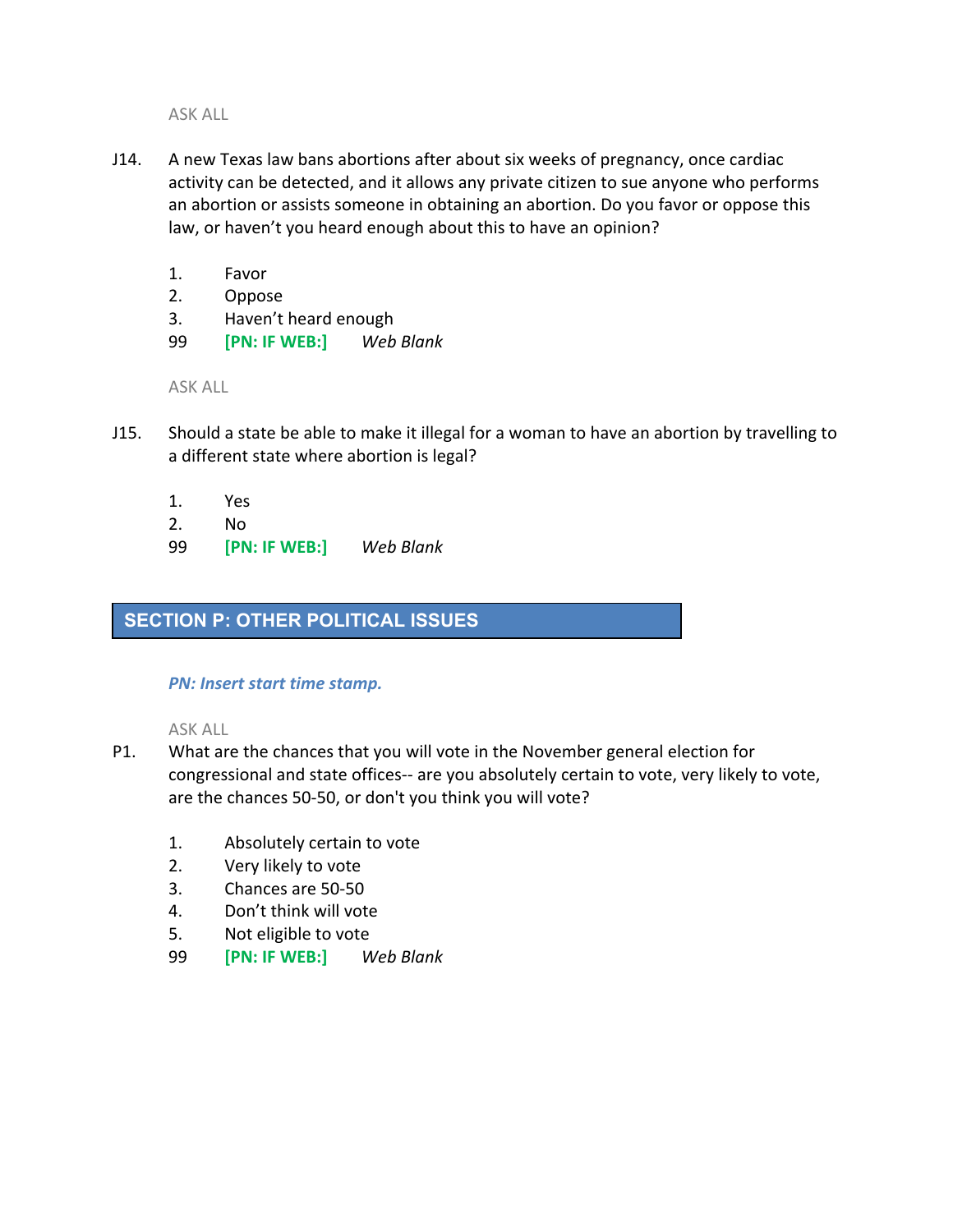ASK ALL

J14. A new Texas law bans abortions after about six weeks of pregnancy, once cardiac activity can be detected, and it allows any private citizen to sue anyone who performs an abortion or assists someone in obtaining an abortion. Do you favor or oppose this law, or haven't you heard enough about this to have an opinion?

1. Favor
2. Oppose
3. Haven't heard enough

99 **[PN: IF WEB:]** *Web Blank*

ASK ALL

J15. Should a state be able to make it illegal for a woman to have an abortion by travelling to a different state where abortion is legal?

1. Yes
2. No

99 **[PN: IF WEB:]** *Web Blank*

## SECTION P: OTHER POLITICAL ISSUES

***PN: Insert start time stamp.***

ASK ALL

P1. What are the chances that you will vote in the November general election for congressional and state offices-- are you absolutely certain to vote, very likely to vote, are the chances 50-50, or don't you think you will vote?

1. Absolutely certain to vote
2. Very likely to vote
3. Chances are 50-50
4. Don't think will vote
5. Not eligible to vote

99 **[PN: IF WEB:]** *Web Blank*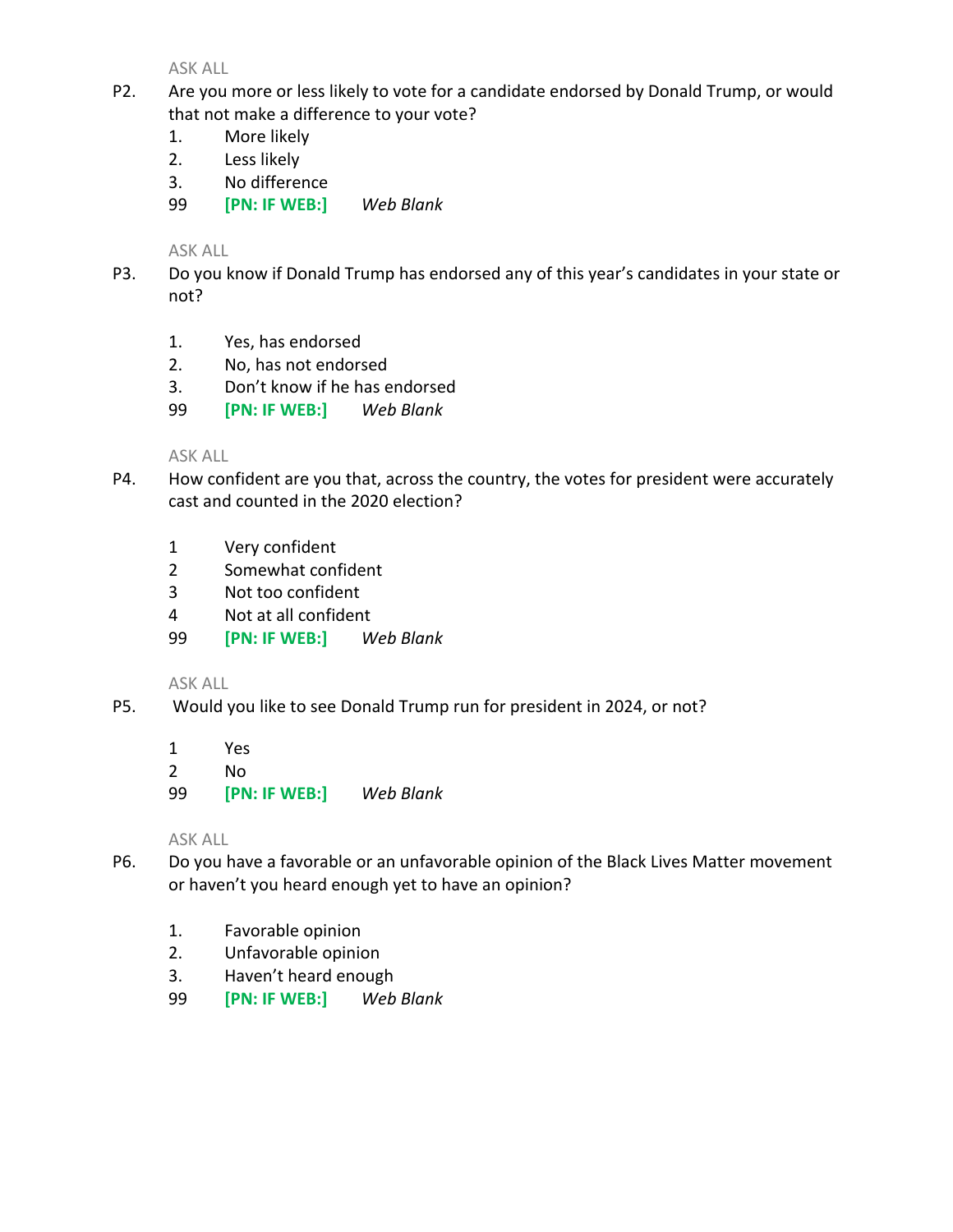ASK ALL

P2. Are you more or less likely to vote for a candidate endorsed by Donald Trump, or would that not make a difference to your vote?

1. More likely
2. Less likely
3. No difference

99 **[PN: IF WEB:]** *Web Blank*

ASK ALL

P3. Do you know if Donald Trump has endorsed any of this year's candidates in your state or not?

1. Yes, has endorsed
2. No, has not endorsed
3. Don't know if he has endorsed

99 **[PN: IF WEB:]** *Web Blank*

ASK ALL

P4. How confident are you that, across the country, the votes for president were accurately cast and counted in the 2020 election?

1 Very confident
2 Somewhat confident
3 Not too confident
4 Not at all confident
99 **[PN: IF WEB:]** *Web Blank*

ASK ALL

P5. Would you like to see Donald Trump run for president in 2024, or not?

1 Yes
2 No
99 **[PN: IF WEB:]** *Web Blank*

ASK ALL

P6. Do you have a favorable or an unfavorable opinion of the Black Lives Matter movement or haven't you heard enough yet to have an opinion?

1. Favorable opinion
2. Unfavorable opinion
3. Haven't heard enough

99 **[PN: IF WEB:]** *Web Blank*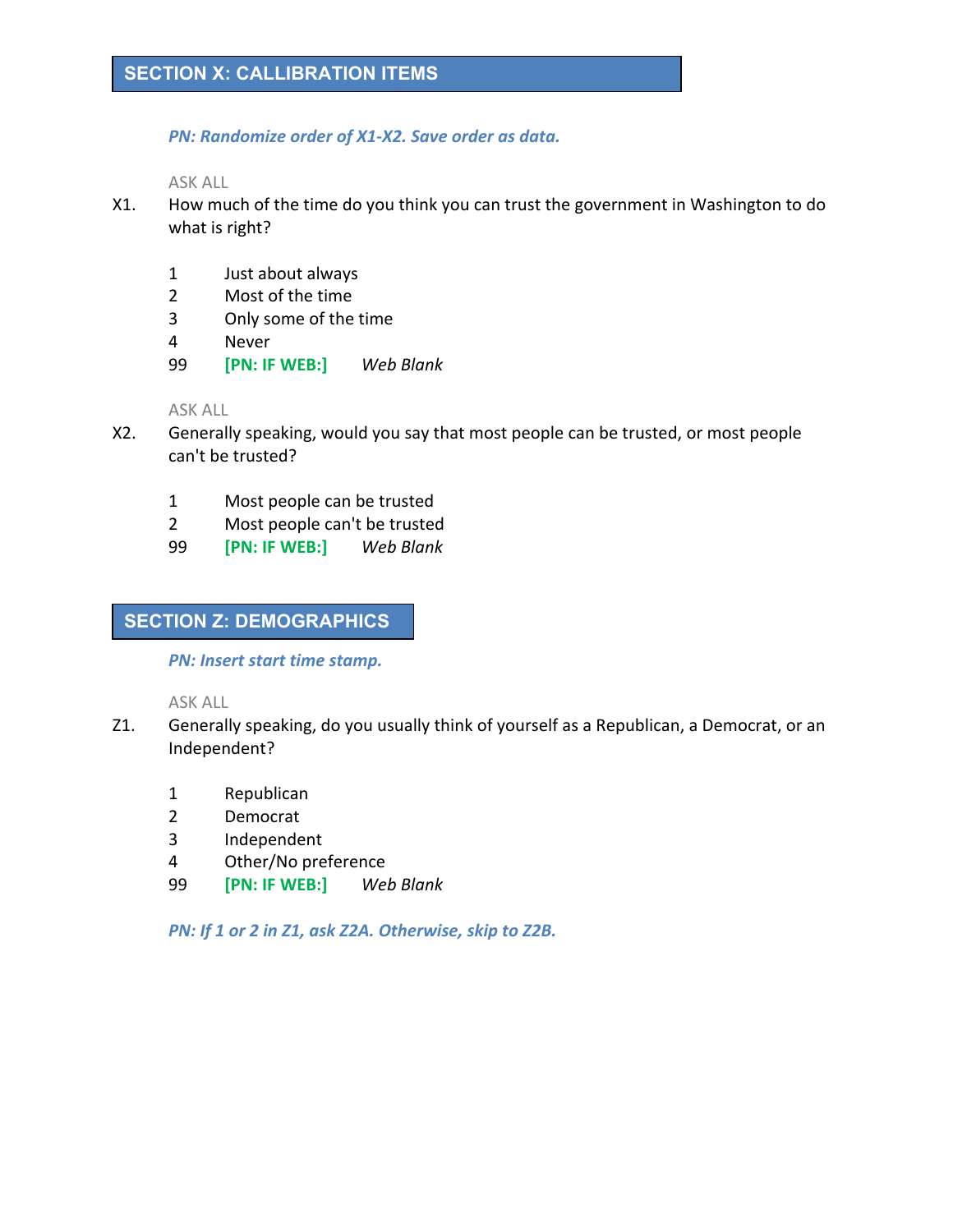## SECTION X: CALLIBRATION ITEMS

*PN: Randomize order of X1-X2. Save order as data.*

ASK ALL

X1. How much of the time do you think you can trust the government in Washington to do what is right?

1 Just about always
2 Most of the time
3 Only some of the time
4 Never
99 **[PN: IF WEB:]** *Web Blank*

ASK ALL

X2. Generally speaking, would you say that most people can be trusted, or most people can't be trusted?

1 Most people can be trusted
2 Most people can't be trusted
99 **[PN: IF WEB:]** *Web Blank*

## SECTION Z: DEMOGRAPHICS

*PN: Insert start time stamp.*

ASK ALL

Z1. Generally speaking, do you usually think of yourself as a Republican, a Democrat, or an Independent?

1 Republican
2 Democrat
3 Independent
4 Other/No preference
99 **[PN: IF WEB:]** *Web Blank*

*PN: If 1 or 2 in Z1, ask Z2A. Otherwise, skip to Z2B.*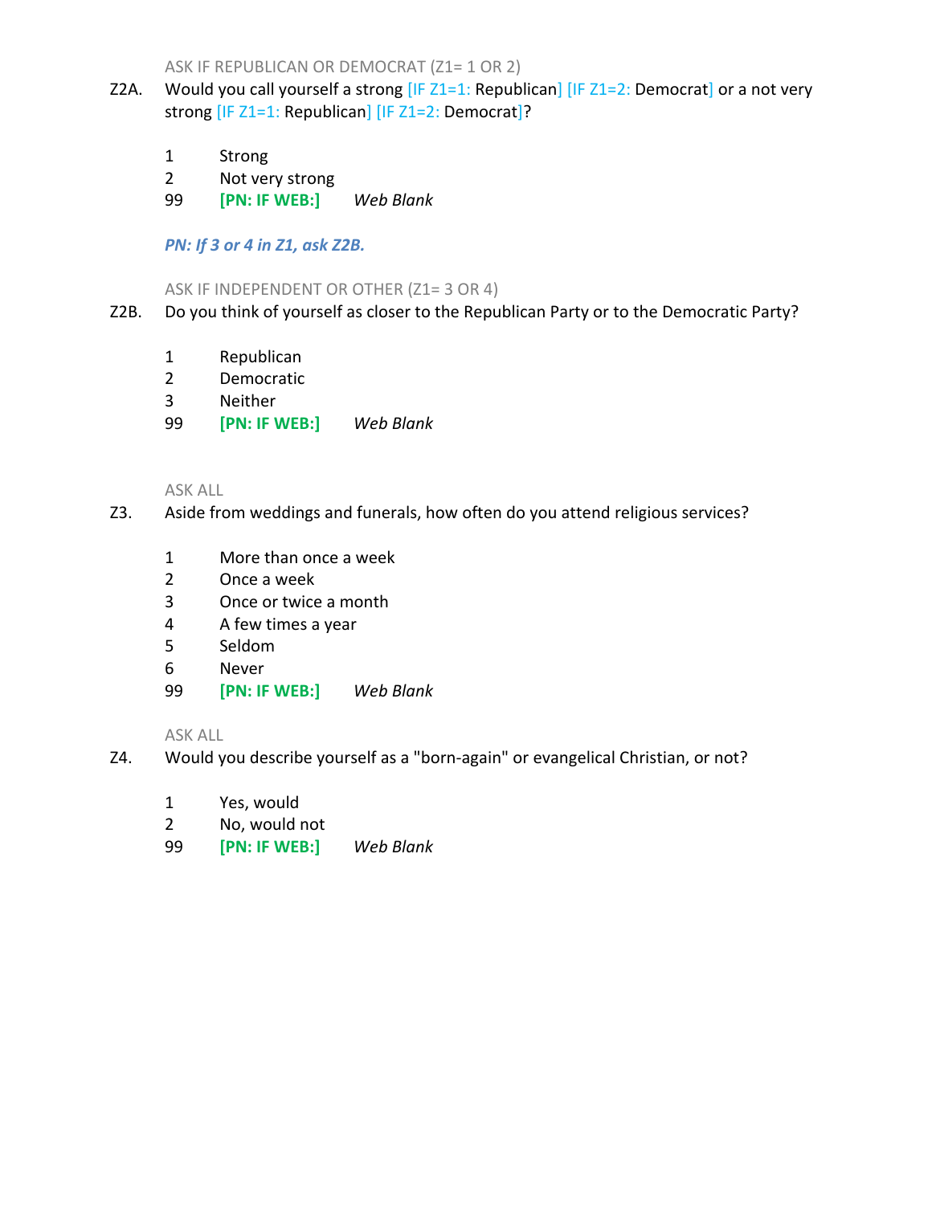ASK IF REPUBLICAN OR DEMOCRAT (Z1= 1 OR 2)

Z2A. Would you call yourself a strong [IF Z1=1: Republican] [IF Z1=2: Democrat] or a not very strong [IF Z1=1: Republican] [IF Z1=2: Democrat]?

1 Strong
2 Not very strong
99 **[PN: IF WEB:]** *Web Blank*

***PN: If 3 or 4 in Z1, ask Z2B.***

ASK IF INDEPENDENT OR OTHER (Z1= 3 OR 4)

Z2B. Do you think of yourself as closer to the Republican Party or to the Democratic Party?

1 Republican
2 Democratic
3 Neither
99 **[PN: IF WEB:]** *Web Blank*

ASK ALL

Z3. Aside from weddings and funerals, how often do you attend religious services?

1 More than once a week
2 Once a week
3 Once or twice a month
4 A few times a year
5 Seldom
6 Never
99 **[PN: IF WEB:]** *Web Blank*

ASK ALL

Z4. Would you describe yourself as a "born-again" or evangelical Christian, or not?

1 Yes, would
2 No, would not
99 **[PN: IF WEB:]** *Web Blank*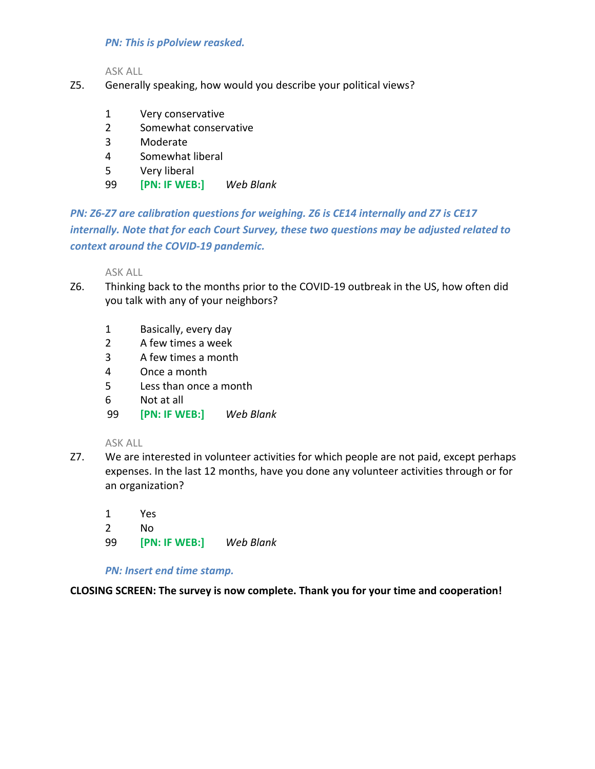*PN: This is pPolview reasked.*

ASK ALL

Z5. Generally speaking, how would you describe your political views?

1 Very conservative
2 Somewhat conservative
3 Moderate
4 Somewhat liberal
5 Very liberal
99 **[PN: IF WEB:]** *Web Blank*

***PN: Z6-Z7 are calibration questions for weighing. Z6 is CE14 internally and Z7 is CE17 internally. Note that for each Court Survey, these two questions may be adjusted related to context around the COVID-19 pandemic.***

ASK ALL

Z6. Thinking back to the months prior to the COVID-19 outbreak in the US, how often did you talk with any of your neighbors?

1 Basically, every day
2 A few times a week
3 A few times a month
4 Once a month
5 Less than once a month
6 Not at all
99 **[PN: IF WEB:]** *Web Blank*

ASK ALL

Z7. We are interested in volunteer activities for which people are not paid, except perhaps expenses. In the last 12 months, have you done any volunteer activities through or for an organization?

1 Yes
2 No
99 **[PN: IF WEB:]** *Web Blank*

*PN: Insert end time stamp.*

**CLOSING SCREEN: The survey is now complete. Thank you for your time and cooperation!**